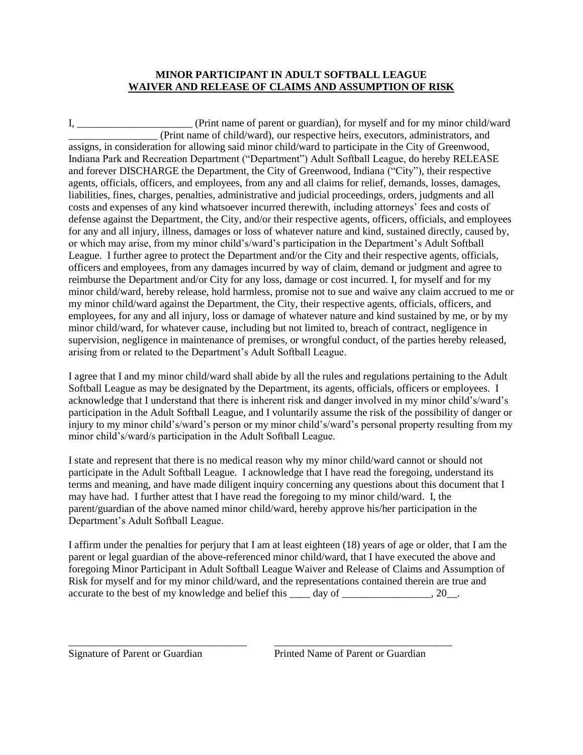**MINOR PARTICIPANT IN ADULT SOFTBALL LEAGUE**
**WAIVER AND RELEASE OF CLAIMS AND ASSUMPTION OF RISK**

I, ______________________ (Print name of parent or guardian), for myself and for my minor child/ward _________________ (Print name of child/ward), our respective heirs, executors, administrators, and assigns, in consideration for allowing said minor child/ward to participate in the City of Greenwood, Indiana Park and Recreation Department ("Department") Adult Softball League, do hereby RELEASE and forever DISCHARGE the Department, the City of Greenwood, Indiana ("City"), their respective agents, officials, officers, and employees, from any and all claims for relief, demands, losses, damages, liabilities, fines, charges, penalties, administrative and judicial proceedings, orders, judgments and all costs and expenses of any kind whatsoever incurred therewith, including attorneys' fees and costs of defense against the Department, the City, and/or their respective agents, officers, officials, and employees for any and all injury, illness, damages or loss of whatever nature and kind, sustained directly, caused by, or which may arise, from my minor child's/ward's participation in the Department's Adult Softball League. I further agree to protect the Department and/or the City and their respective agents, officials, officers and employees, from any damages incurred by way of claim, demand or judgment and agree to reimburse the Department and/or City for any loss, damage or cost incurred. I, for myself and for my minor child/ward, hereby release, hold harmless, promise not to sue and waive any claim accrued to me or my minor child/ward against the Department, the City, their respective agents, officials, officers, and employees, for any and all injury, loss or damage of whatever nature and kind sustained by me, or by my minor child/ward, for whatever cause, including but not limited to, breach of contract, negligence in supervision, negligence in maintenance of premises, or wrongful conduct, of the parties hereby released, arising from or related to the Department's Adult Softball League.

I agree that I and my minor child/ward shall abide by all the rules and regulations pertaining to the Adult Softball League as may be designated by the Department, its agents, officials, officers or employees. I acknowledge that I understand that there is inherent risk and danger involved in my minor child's/ward's participation in the Adult Softball League, and I voluntarily assume the risk of the possibility of danger or injury to my minor child's/ward's person or my minor child's/ward's personal property resulting from my minor child's/ward/s participation in the Adult Softball League.

I state and represent that there is no medical reason why my minor child/ward cannot or should not participate in the Adult Softball League. I acknowledge that I have read the foregoing, understand its terms and meaning, and have made diligent inquiry concerning any questions about this document that I may have had. I further attest that I have read the foregoing to my minor child/ward. I, the parent/guardian of the above named minor child/ward, hereby approve his/her participation in the Department's Adult Softball League.

I affirm under the penalties for perjury that I am at least eighteen (18) years of age or older, that I am the parent or legal guardian of the above-referenced minor child/ward, that I have executed the above and foregoing Minor Participant in Adult Softball League Waiver and Release of Claims and Assumption of Risk for myself and for my minor child/ward, and the representations contained therein are true and accurate to the best of my knowledge and belief this ____ day of _________________, 20__.

___________________________________ ___________________________________
Signature of Parent or Guardian Printed Name of Parent or Guardian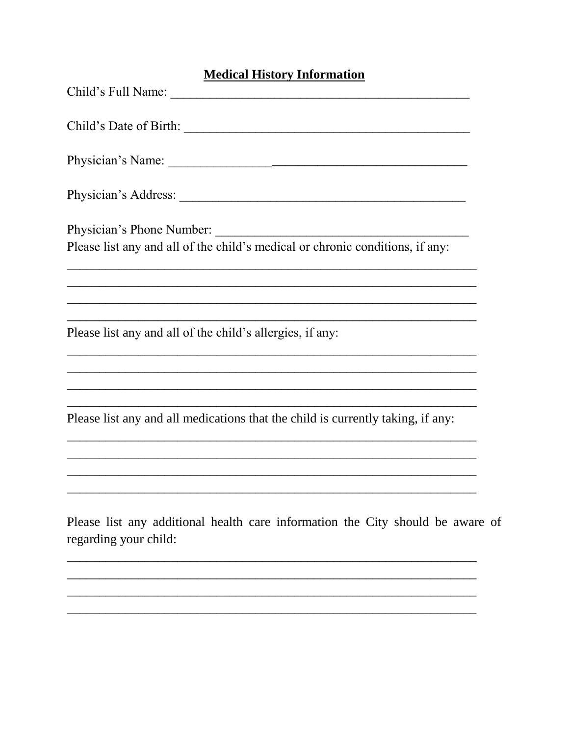# Medical History Information

Child's Full Name: ______________________________________________

Child's Date of Birth: ____________________________________________

Physician's Name: _______________________________________________

Physician's Address: _____________________________________________

Physician's Phone Number: ________________________________________

Please list any and all of the child's medical or chronic conditions, if any:

_________________________________________________________________

_________________________________________________________________

_________________________________________________________________

_________________________________________________________________

Please list any and all of the child's allergies, if any:

_________________________________________________________________

_________________________________________________________________

_________________________________________________________________

_________________________________________________________________

Please list any and all medications that the child is currently taking, if any:

_________________________________________________________________

_________________________________________________________________

_________________________________________________________________

_________________________________________________________________

Please list any additional health care information the City should be aware of regarding your child:

_________________________________________________________________

_________________________________________________________________

_________________________________________________________________

_________________________________________________________________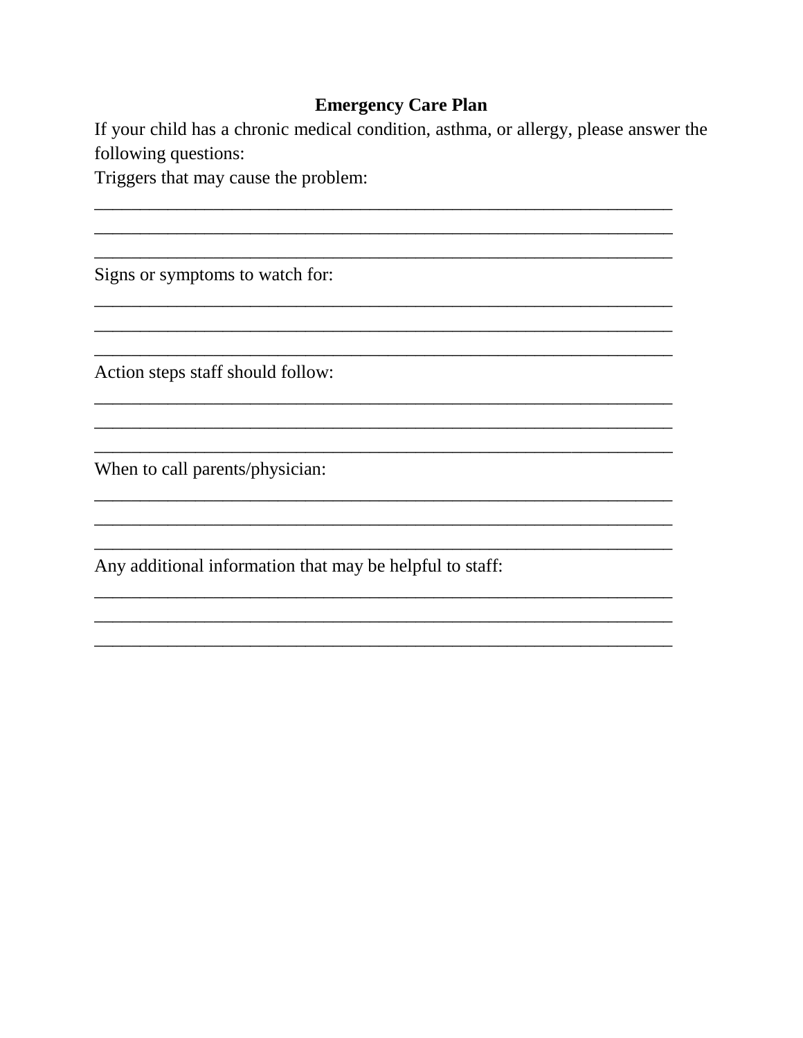## Emergency Care Plan

If your child has a chronic medical condition, asthma, or allergy, please answer the following questions:

Triggers that may cause the problem:

_________________________________________________________________
_________________________________________________________________
_________________________________________________________________

Signs or symptoms to watch for:

_________________________________________________________________
_________________________________________________________________
_________________________________________________________________

Action steps staff should follow:

_________________________________________________________________
_________________________________________________________________
_________________________________________________________________

When to call parents/physician:

_________________________________________________________________
_________________________________________________________________
_________________________________________________________________

Any additional information that may be helpful to staff:

_________________________________________________________________
_________________________________________________________________
_________________________________________________________________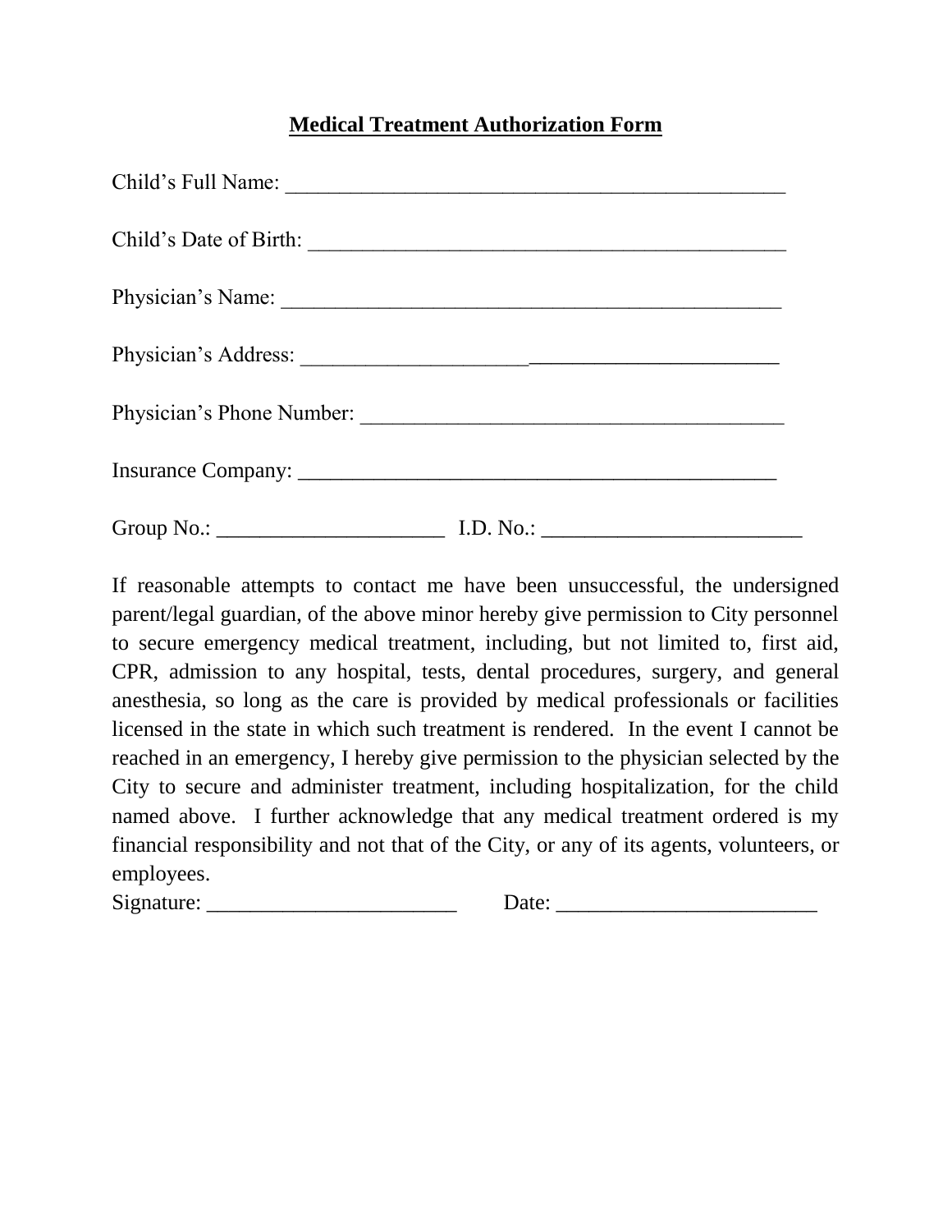## Medical Treatment Authorization Form

Child's Full Name: ______________________________________________

Child's Date of Birth: ____________________________________________

Physician's Name: _______________________________________________

Physician's Address: _____________________________________________

Physician's Phone Number: ________________________________________

Insurance Company: ______________________________________________

Group No.: _____________________ I.D. No.: ________________________

If reasonable attempts to contact me have been unsuccessful, the undersigned parent/legal guardian, of the above minor hereby give permission to City personnel to secure emergency medical treatment, including, but not limited to, first aid, CPR, admission to any hospital, tests, dental procedures, surgery, and general anesthesia, so long as the care is provided by medical professionals or facilities licensed in the state in which such treatment is rendered. In the event I cannot be reached in an emergency, I hereby give permission to the physician selected by the City to secure and administer treatment, including hospitalization, for the child named above. I further acknowledge that any medical treatment ordered is my financial responsibility and not that of the City, or any of its agents, volunteers, or employees.

Signature: _______________________ Date: ________________________